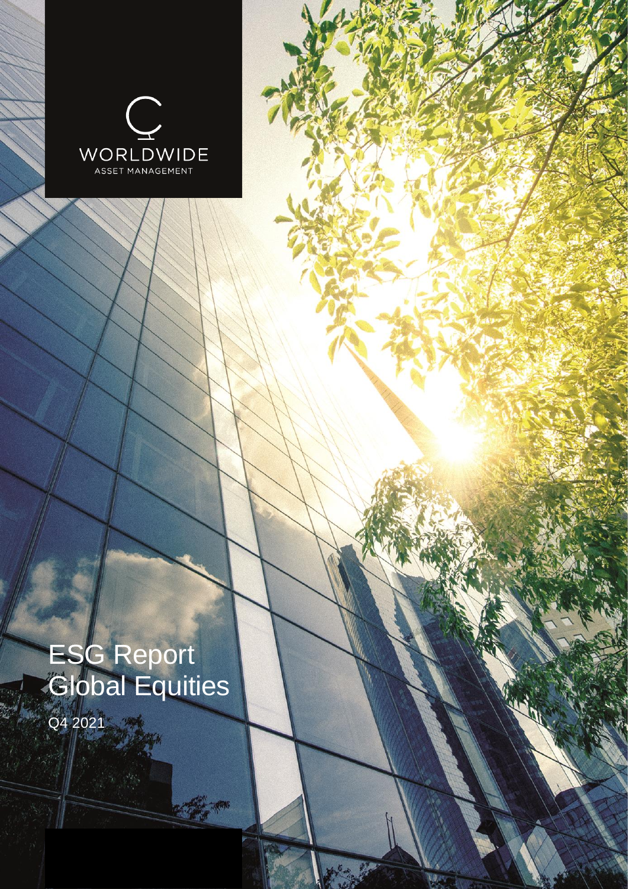WORLDWIDE

ASSET MANAGEMENT

# ESG Report Global Equities

Q4 2021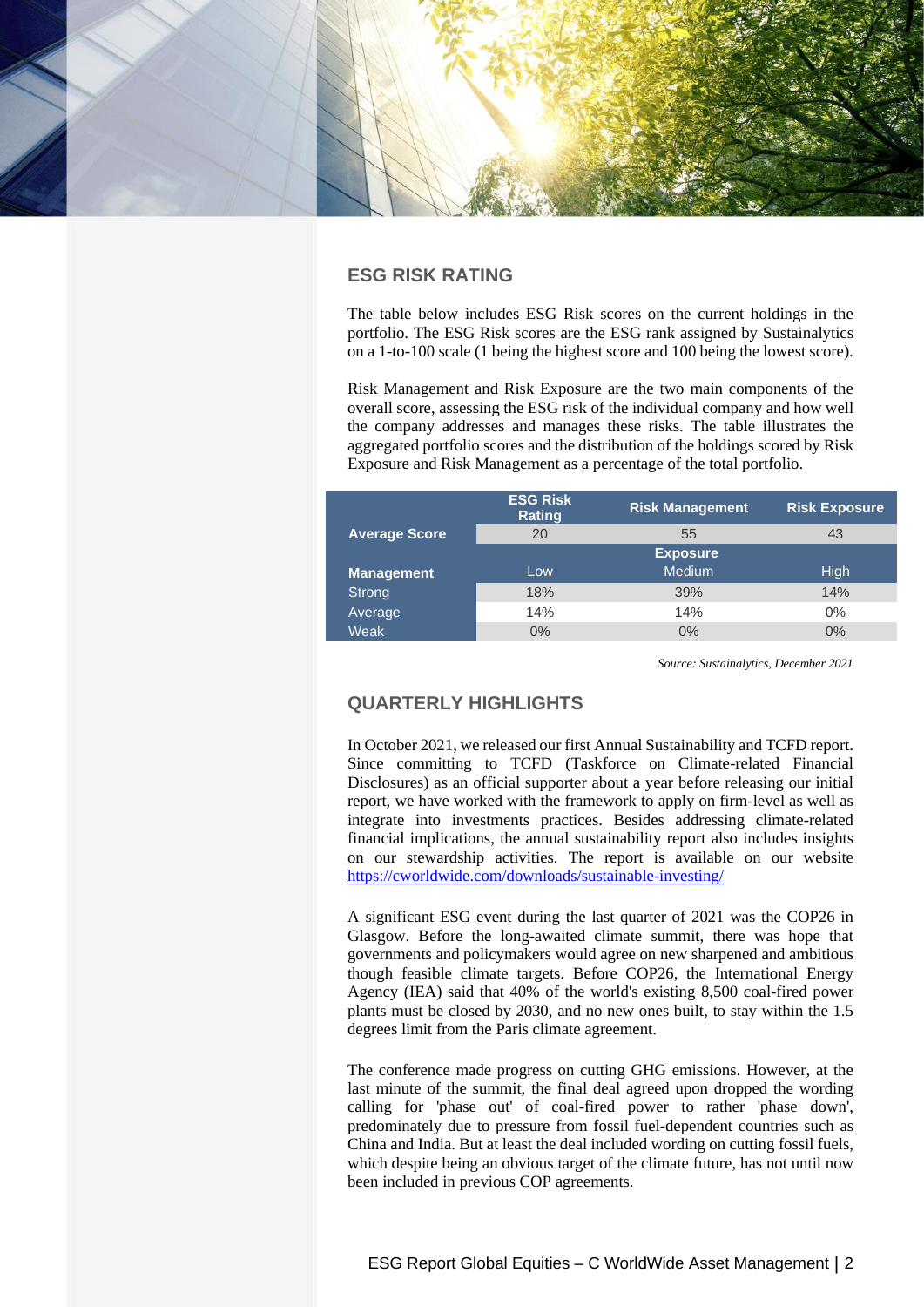## ESG RISK RATING

The table below includes ESG Risk scores on the current holdings in the portfolio. The ESG Risk scores are the ESG rank assigned by Sustainalytics on a 1-to-100 scale (1 being the highest score and 100 being the lowest score).

Risk Management and Risk Exposure are the two main components of the overall score, assessing the ESG risk of the individual company and how well the company addresses and manages these risks. The table illustrates the aggregated portfolio scores and the distribution of the holdings scored by Risk Exposure and Risk Management as a percentage of the total portfolio.

| | ESG Risk Rating | Risk Management | Risk Exposure |
|---|---|---|---|
| **Average Score** | 20 | 55 | 43 |
| | | **Exposure** | |
| **Management** | Low | Medium | High |
| Strong | 18% | 39% | 14% |
| Average | 14% | 14% | 0% |
| Weak | 0% | 0% | 0% |

*Source: Sustainalytics, December 2021*

## QUARTERLY HIGHLIGHTS

In October 2021, we released our first Annual Sustainability and TCFD report. Since committing to TCFD (Taskforce on Climate-related Financial Disclosures) as an official supporter about a year before releasing our initial report, we have worked with the framework to apply on firm-level as well as integrate into investments practices. Besides addressing climate-related financial implications, the annual sustainability report also includes insights on our stewardship activities. The report is available on our website https://cworldwide.com/downloads/sustainable-investing/

A significant ESG event during the last quarter of 2021 was the COP26 in Glasgow. Before the long-awaited climate summit, there was hope that governments and policymakers would agree on new sharpened and ambitious though feasible climate targets. Before COP26, the International Energy Agency (IEA) said that 40% of the world's existing 8,500 coal-fired power plants must be closed by 2030, and no new ones built, to stay within the 1.5 degrees limit from the Paris climate agreement.

The conference made progress on cutting GHG emissions. However, at the last minute of the summit, the final deal agreed upon dropped the wording calling for 'phase out' of coal-fired power to rather 'phase down', predominately due to pressure from fossil fuel-dependent countries such as China and India. But at least the deal included wording on cutting fossil fuels, which despite being an obvious target of the climate future, has not until now been included in previous COP agreements.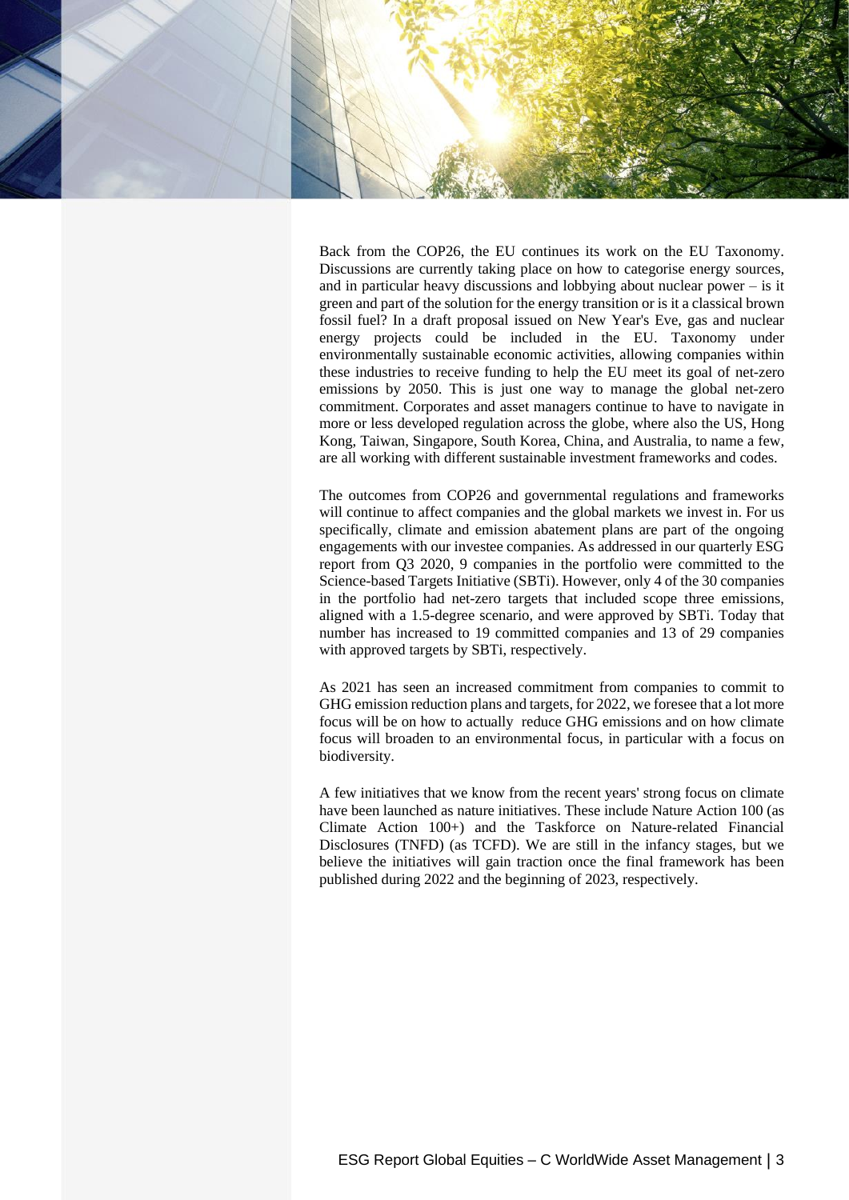Back from the COP26, the EU continues its work on the EU Taxonomy. Discussions are currently taking place on how to categorise energy sources, and in particular heavy discussions and lobbying about nuclear power – is it green and part of the solution for the energy transition or is it a classical brown fossil fuel? In a draft proposal issued on New Year's Eve, gas and nuclear energy projects could be included in the EU. Taxonomy under environmentally sustainable economic activities, allowing companies within these industries to receive funding to help the EU meet its goal of net-zero emissions by 2050. This is just one way to manage the global net-zero commitment. Corporates and asset managers continue to have to navigate in more or less developed regulation across the globe, where also the US, Hong Kong, Taiwan, Singapore, South Korea, China, and Australia, to name a few, are all working with different sustainable investment frameworks and codes.

The outcomes from COP26 and governmental regulations and frameworks will continue to affect companies and the global markets we invest in. For us specifically, climate and emission abatement plans are part of the ongoing engagements with our investee companies. As addressed in our quarterly ESG report from Q3 2020, 9 companies in the portfolio were committed to the Science-based Targets Initiative (SBTi). However, only 4 of the 30 companies in the portfolio had net-zero targets that included scope three emissions, aligned with a 1.5-degree scenario, and were approved by SBTi. Today that number has increased to 19 committed companies and 13 of 29 companies with approved targets by SBTi, respectively.

As 2021 has seen an increased commitment from companies to commit to GHG emission reduction plans and targets, for 2022, we foresee that a lot more focus will be on how to actually reduce GHG emissions and on how climate focus will broaden to an environmental focus, in particular with a focus on biodiversity.

A few initiatives that we know from the recent years' strong focus on climate have been launched as nature initiatives. These include Nature Action 100 (as Climate Action 100+) and the Taskforce on Nature-related Financial Disclosures (TNFD) (as TCFD). We are still in the infancy stages, but we believe the initiatives will gain traction once the final framework has been published during 2022 and the beginning of 2023, respectively.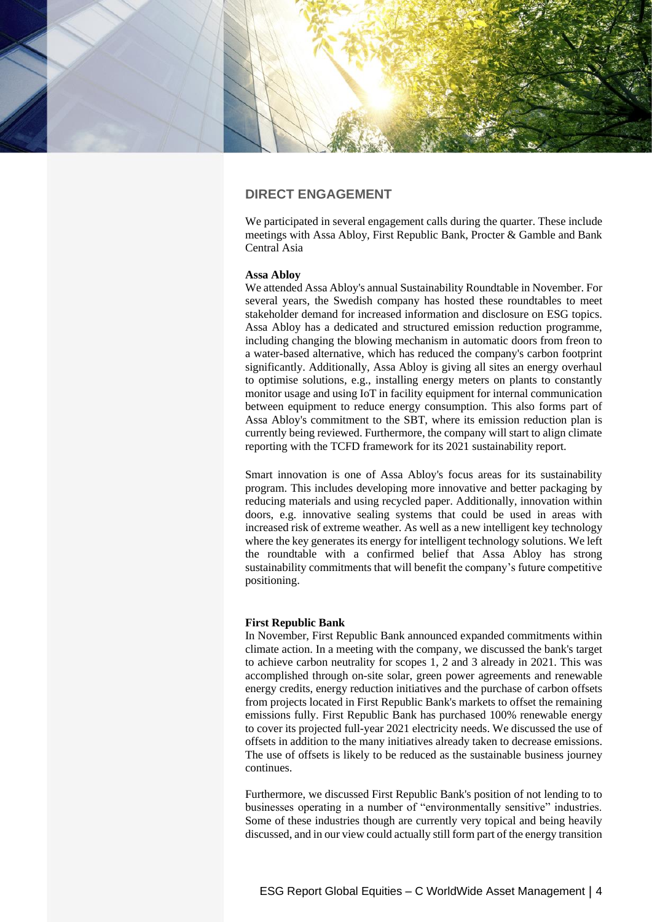## DIRECT ENGAGEMENT

We participated in several engagement calls during the quarter. These include meetings with Assa Abloy, First Republic Bank, Procter & Gamble and Bank Central Asia

**Assa Abloy**

We attended Assa Abloy's annual Sustainability Roundtable in November. For several years, the Swedish company has hosted these roundtables to meet stakeholder demand for increased information and disclosure on ESG topics. Assa Abloy has a dedicated and structured emission reduction programme, including changing the blowing mechanism in automatic doors from freon to a water-based alternative, which has reduced the company's carbon footprint significantly. Additionally, Assa Abloy is giving all sites an energy overhaul to optimise solutions, e.g., installing energy meters on plants to constantly monitor usage and using IoT in facility equipment for internal communication between equipment to reduce energy consumption. This also forms part of Assa Abloy's commitment to the SBT, where its emission reduction plan is currently being reviewed. Furthermore, the company will start to align climate reporting with the TCFD framework for its 2021 sustainability report.

Smart innovation is one of Assa Abloy's focus areas for its sustainability program. This includes developing more innovative and better packaging by reducing materials and using recycled paper. Additionally, innovation within doors, e.g. innovative sealing systems that could be used in areas with increased risk of extreme weather. As well as a new intelligent key technology where the key generates its energy for intelligent technology solutions. We left the roundtable with a confirmed belief that Assa Abloy has strong sustainability commitments that will benefit the company's future competitive positioning.

**First Republic Bank**

In November, First Republic Bank announced expanded commitments within climate action. In a meeting with the company, we discussed the bank's target to achieve carbon neutrality for scopes 1, 2 and 3 already in 2021. This was accomplished through on-site solar, green power agreements and renewable energy credits, energy reduction initiatives and the purchase of carbon offsets from projects located in First Republic Bank's markets to offset the remaining emissions fully. First Republic Bank has purchased 100% renewable energy to cover its projected full-year 2021 electricity needs. We discussed the use of offsets in addition to the many initiatives already taken to decrease emissions. The use of offsets is likely to be reduced as the sustainable business journey continues.

Furthermore, we discussed First Republic Bank's position of not lending to to businesses operating in a number of "environmentally sensitive" industries. Some of these industries though are currently very topical and being heavily discussed, and in our view could actually still form part of the energy transition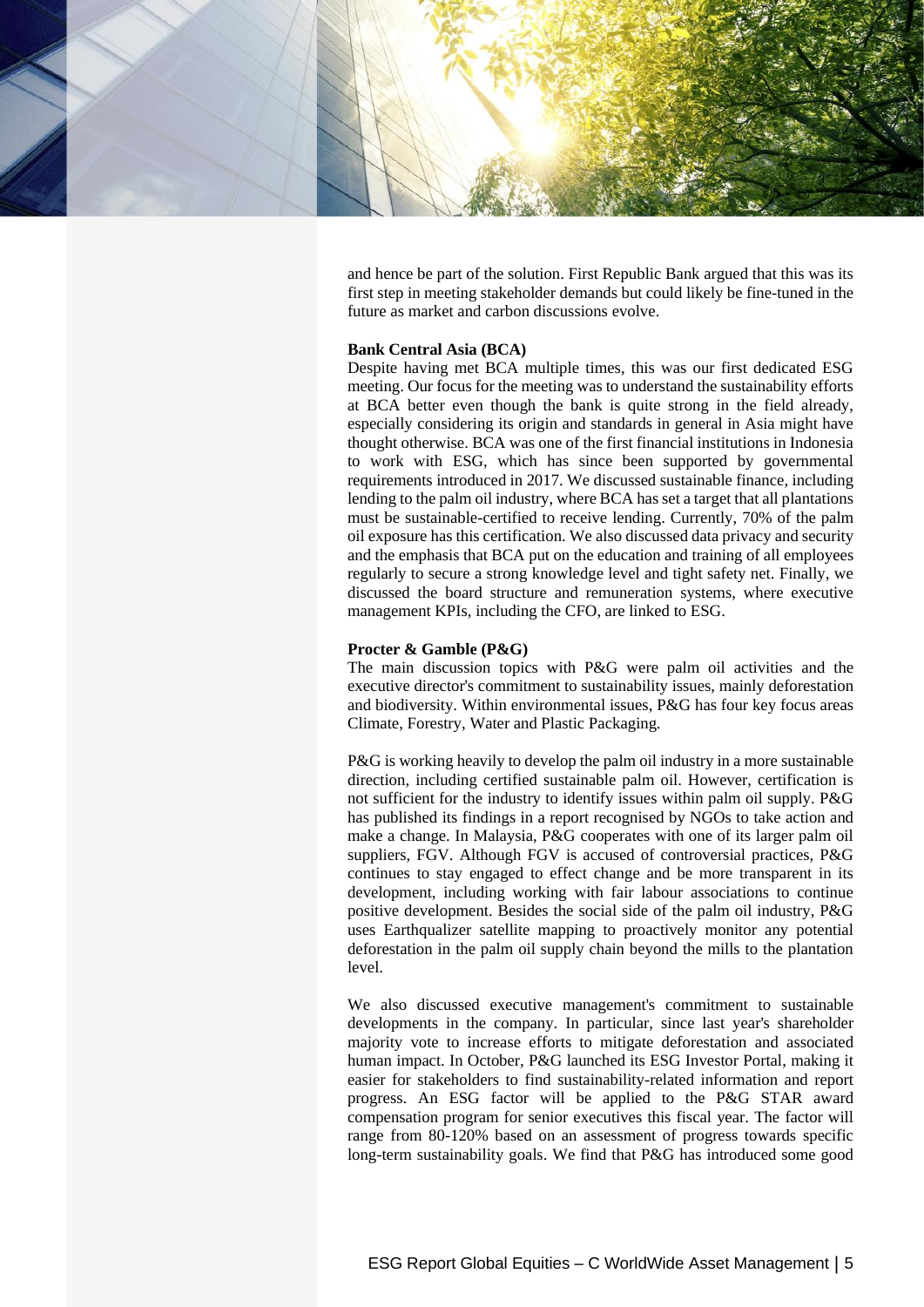and hence be part of the solution. First Republic Bank argued that this was its first step in meeting stakeholder demands but could likely be fine-tuned in the future as market and carbon discussions evolve.

**Bank Central Asia (BCA)**

Despite having met BCA multiple times, this was our first dedicated ESG meeting. Our focus for the meeting was to understand the sustainability efforts at BCA better even though the bank is quite strong in the field already, especially considering its origin and standards in general in Asia might have thought otherwise. BCA was one of the first financial institutions in Indonesia to work with ESG, which has since been supported by governmental requirements introduced in 2017. We discussed sustainable finance, including lending to the palm oil industry, where BCA has set a target that all plantations must be sustainable-certified to receive lending. Currently, 70% of the palm oil exposure has this certification. We also discussed data privacy and security and the emphasis that BCA put on the education and training of all employees regularly to secure a strong knowledge level and tight safety net. Finally, we discussed the board structure and remuneration systems, where executive management KPIs, including the CFO, are linked to ESG.

**Procter & Gamble (P&G)**

The main discussion topics with P&G were palm oil activities and the executive director's commitment to sustainability issues, mainly deforestation and biodiversity. Within environmental issues, P&G has four key focus areas Climate, Forestry, Water and Plastic Packaging.

P&G is working heavily to develop the palm oil industry in a more sustainable direction, including certified sustainable palm oil. However, certification is not sufficient for the industry to identify issues within palm oil supply. P&G has published its findings in a report recognised by NGOs to take action and make a change. In Malaysia, P&G cooperates with one of its larger palm oil suppliers, FGV. Although FGV is accused of controversial practices, P&G continues to stay engaged to effect change and be more transparent in its development, including working with fair labour associations to continue positive development. Besides the social side of the palm oil industry, P&G uses Earthqualizer satellite mapping to proactively monitor any potential deforestation in the palm oil supply chain beyond the mills to the plantation level.

We also discussed executive management's commitment to sustainable developments in the company. In particular, since last year's shareholder majority vote to increase efforts to mitigate deforestation and associated human impact. In October, P&G launched its ESG Investor Portal, making it easier for stakeholders to find sustainability-related information and report progress. An ESG factor will be applied to the P&G STAR award compensation program for senior executives this fiscal year. The factor will range from 80-120% based on an assessment of progress towards specific long-term sustainability goals. We find that P&G has introduced some good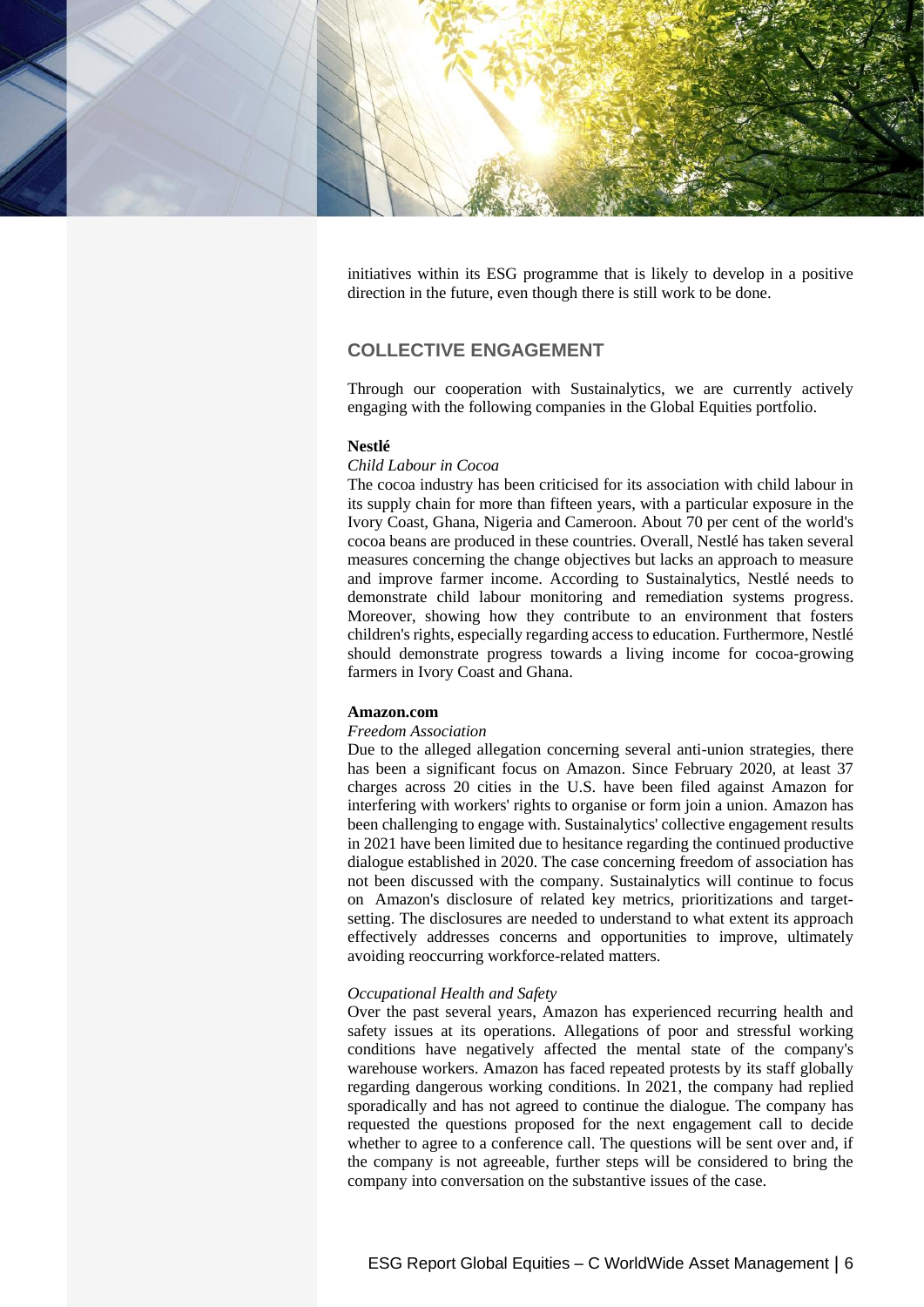initiatives within its ESG programme that is likely to develop in a positive direction in the future, even though there is still work to be done.

## COLLECTIVE ENGAGEMENT

Through our cooperation with Sustainalytics, we are currently actively engaging with the following companies in the Global Equities portfolio.

**Nestlé**

*Child Labour in Cocoa*

The cocoa industry has been criticised for its association with child labour in its supply chain for more than fifteen years, with a particular exposure in the Ivory Coast, Ghana, Nigeria and Cameroon. About 70 per cent of the world's cocoa beans are produced in these countries. Overall, Nestlé has taken several measures concerning the change objectives but lacks an approach to measure and improve farmer income. According to Sustainalytics, Nestlé needs to demonstrate child labour monitoring and remediation systems progress. Moreover, showing how they contribute to an environment that fosters children's rights, especially regarding access to education. Furthermore, Nestlé should demonstrate progress towards a living income for cocoa-growing farmers in Ivory Coast and Ghana.

**Amazon.com**

*Freedom Association*

Due to the alleged allegation concerning several anti-union strategies, there has been a significant focus on Amazon. Since February 2020, at least 37 charges across 20 cities in the U.S. have been filed against Amazon for interfering with workers' rights to organise or form join a union. Amazon has been challenging to engage with. Sustainalytics' collective engagement results in 2021 have been limited due to hesitance regarding the continued productive dialogue established in 2020. The case concerning freedom of association has not been discussed with the company. Sustainalytics will continue to focus on Amazon's disclosure of related key metrics, prioritizations and target-setting. The disclosures are needed to understand to what extent its approach effectively addresses concerns and opportunities to improve, ultimately avoiding reoccurring workforce-related matters.

*Occupational Health and Safety*

Over the past several years, Amazon has experienced recurring health and safety issues at its operations. Allegations of poor and stressful working conditions have negatively affected the mental state of the company's warehouse workers. Amazon has faced repeated protests by its staff globally regarding dangerous working conditions. In 2021, the company had replied sporadically and has not agreed to continue the dialogue. The company has requested the questions proposed for the next engagement call to decide whether to agree to a conference call. The questions will be sent over and, if the company is not agreeable, further steps will be considered to bring the company into conversation on the substantive issues of the case.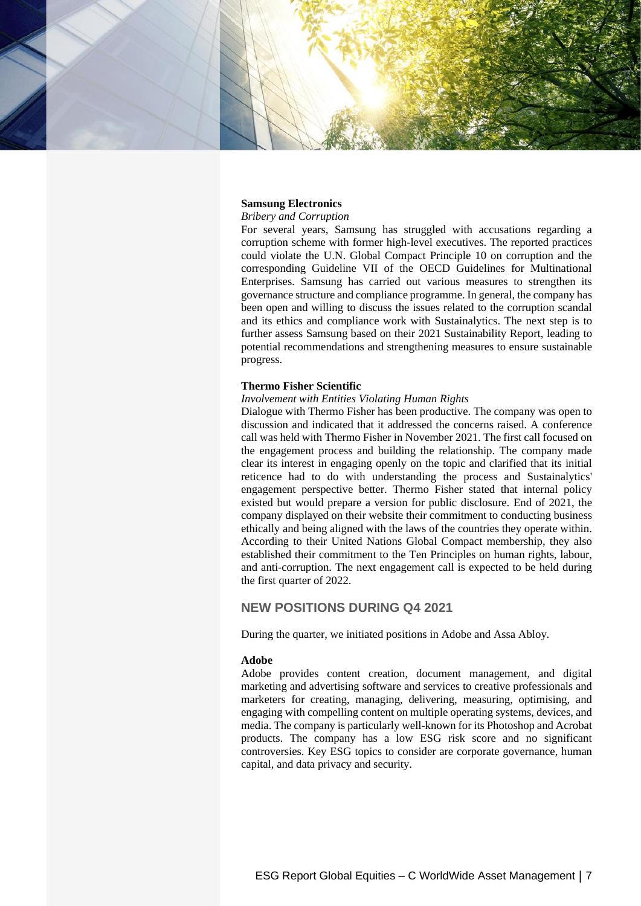**Samsung Electronics**

*Bribery and Corruption*

For several years, Samsung has struggled with accusations regarding a corruption scheme with former high-level executives. The reported practices could violate the U.N. Global Compact Principle 10 on corruption and the corresponding Guideline VII of the OECD Guidelines for Multinational Enterprises. Samsung has carried out various measures to strengthen its governance structure and compliance programme. In general, the company has been open and willing to discuss the issues related to the corruption scandal and its ethics and compliance work with Sustainalytics. The next step is to further assess Samsung based on their 2021 Sustainability Report, leading to potential recommendations and strengthening measures to ensure sustainable progress.

**Thermo Fisher Scientific**

*Involvement with Entities Violating Human Rights*

Dialogue with Thermo Fisher has been productive. The company was open to discussion and indicated that it addressed the concerns raised. A conference call was held with Thermo Fisher in November 2021. The first call focused on the engagement process and building the relationship. The company made clear its interest in engaging openly on the topic and clarified that its initial reticence had to do with understanding the process and Sustainalytics' engagement perspective better. Thermo Fisher stated that internal policy existed but would prepare a version for public disclosure. End of 2021, the company displayed on their website their commitment to conducting business ethically and being aligned with the laws of the countries they operate within. According to their United Nations Global Compact membership, they also established their commitment to the Ten Principles on human rights, labour, and anti-corruption. The next engagement call is expected to be held during the first quarter of 2022.

## NEW POSITIONS DURING Q4 2021

During the quarter, we initiated positions in Adobe and Assa Abloy.

**Adobe**

Adobe provides content creation, document management, and digital marketing and advertising software and services to creative professionals and marketers for creating, managing, delivering, measuring, optimising, and engaging with compelling content on multiple operating systems, devices, and media. The company is particularly well-known for its Photoshop and Acrobat products. The company has a low ESG risk score and no significant controversies. Key ESG topics to consider are corporate governance, human capital, and data privacy and security.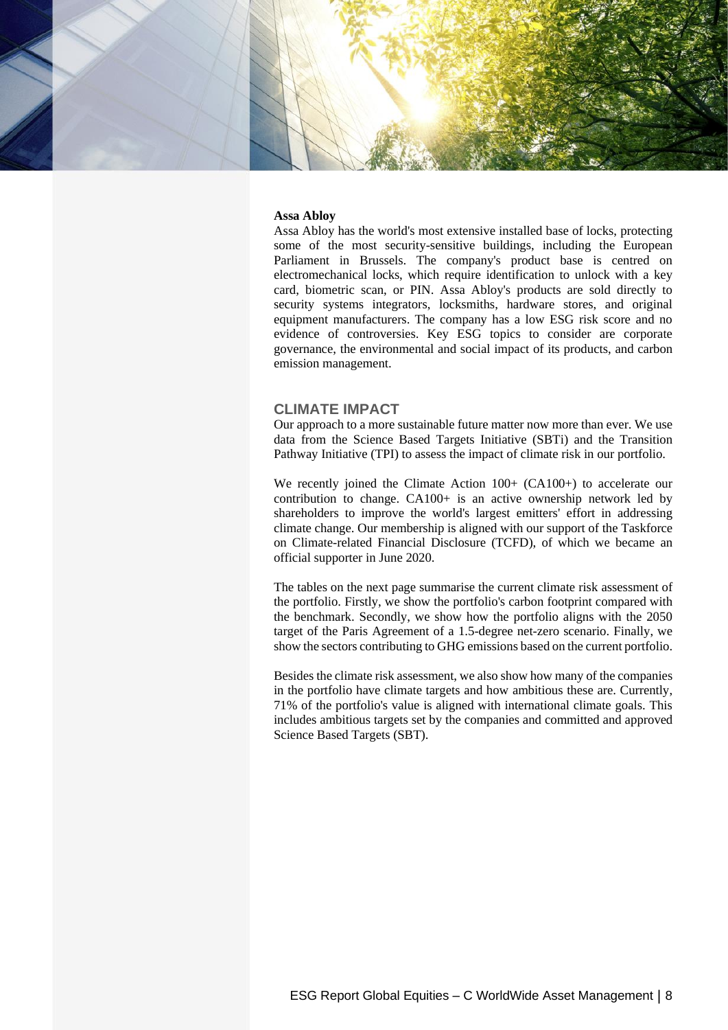**Assa Abloy**

Assa Abloy has the world's most extensive installed base of locks, protecting some of the most security-sensitive buildings, including the European Parliament in Brussels. The company's product base is centred on electromechanical locks, which require identification to unlock with a key card, biometric scan, or PIN. Assa Abloy's products are sold directly to security systems integrators, locksmiths, hardware stores, and original equipment manufacturers. The company has a low ESG risk score and no evidence of controversies. Key ESG topics to consider are corporate governance, the environmental and social impact of its products, and carbon emission management.

## CLIMATE IMPACT

Our approach to a more sustainable future matter now more than ever. We use data from the Science Based Targets Initiative (SBTi) and the Transition Pathway Initiative (TPI) to assess the impact of climate risk in our portfolio.

We recently joined the Climate Action 100+ (CA100+) to accelerate our contribution to change. CA100+ is an active ownership network led by shareholders to improve the world's largest emitters' effort in addressing climate change. Our membership is aligned with our support of the Taskforce on Climate-related Financial Disclosure (TCFD), of which we became an official supporter in June 2020.

The tables on the next page summarise the current climate risk assessment of the portfolio. Firstly, we show the portfolio's carbon footprint compared with the benchmark. Secondly, we show how the portfolio aligns with the 2050 target of the Paris Agreement of a 1.5-degree net-zero scenario. Finally, we show the sectors contributing to GHG emissions based on the current portfolio.

Besides the climate risk assessment, we also show how many of the companies in the portfolio have climate targets and how ambitious these are. Currently, 71% of the portfolio's value is aligned with international climate goals. This includes ambitious targets set by the companies and committed and approved Science Based Targets (SBT).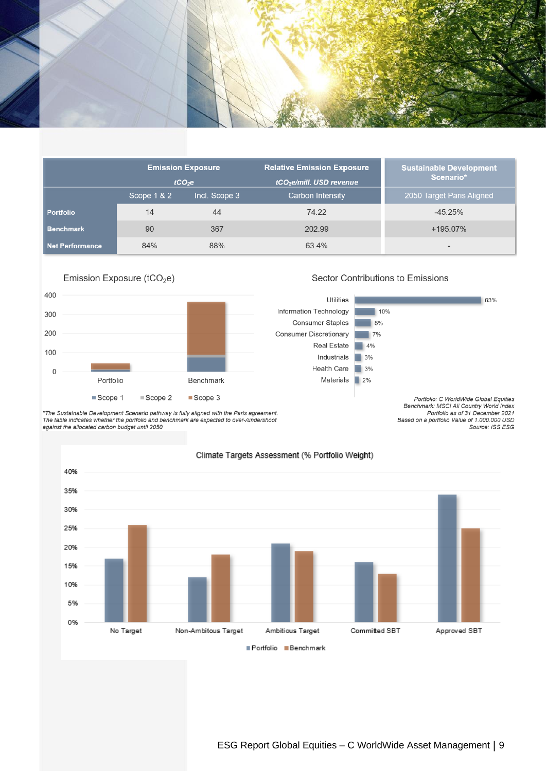| | Emission Exposure $tCO_2e$ | | Relative Emission Exposure $tCO_2e$/mill. USD revenue | Sustainable Development Scenario* |
|---|---|---|---|---|
| | Scope 1 & 2 | Incl. Scope 3 | Carbon Intensity | 2050 Target Paris Aligned |
| **Portfolio** | 14 | 44 | 74.22 | -45.25% |
| **Benchmark** | 90 | 367 | 202.99 | +195.07% |
| **Net Performance** | 84% | 88% | 63.4% | - |

## Emission Exposure ($tCO_2e$)

| | Scope 1 | Scope 2 | Scope 3 |
|---|---|---|---|
| Portfolio | | | |
| Benchmark | | | |

## Sector Contributions to Emissions

| Sector | Contribution |
|---|---|
| Utilities | 63% |
| Information Technology | 10% |
| Consumer Staples | 8% |
| Consumer Discretionary | 7% |
| Real Estate | 4% |
| Industrials | 3% |
| Health Care | 3% |
| Materials | 2% |

*The Sustainable Development Scenario pathway is fully aligned with the Paris agreement. The table indicates whether the portfolio and benchmark are expected to over-/undershoot against the allocated carbon budget until 2050*

*Portfolio: C WorldWide Global Equities*
*Benchmark: MSCI All Country World Index*
*Portfolio as of 31 December 2021*
*Based on a portfolio Value of 1.000.000 USD*
*Source: ISS ESG*

## Climate Targets Assessment (% Portfolio Weight)

| | Portfolio | Benchmark |
|---|---|---|
| No Target | 17% | 26% |
| Non-Ambitious Target | 12% | 18% |
| Ambitious Target | 21% | 19% |
| Committed SBT | 16% | 13% |
| Approved SBT | 34% | 25% |

ESG Report Global Equities – C WorldWide Asset Management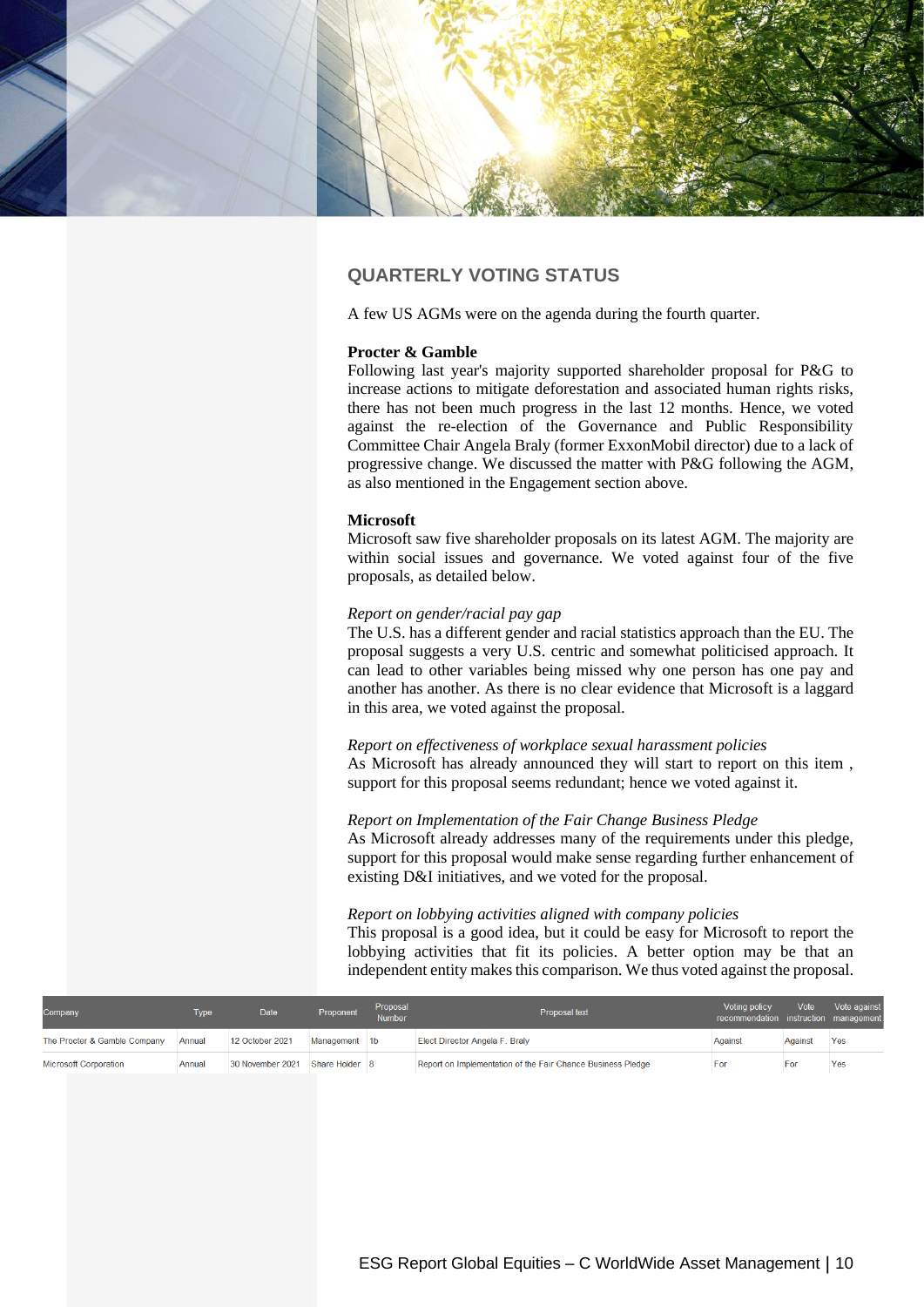## QUARTERLY VOTING STATUS

A few US AGMs were on the agenda during the fourth quarter.

**Procter & Gamble**
Following last year's majority supported shareholder proposal for P&G to increase actions to mitigate deforestation and associated human rights risks, there has not been much progress in the last 12 months. Hence, we voted against the re-election of the Governance and Public Responsibility Committee Chair Angela Braly (former ExxonMobil director) due to a lack of progressive change. We discussed the matter with P&G following the AGM, as also mentioned in the Engagement section above.

**Microsoft**
Microsoft saw five shareholder proposals on its latest AGM. The majority are within social issues and governance. We voted against four of the five proposals, as detailed below.

*Report on gender/racial pay gap*
The U.S. has a different gender and racial statistics approach than the EU. The proposal suggests a very U.S. centric and somewhat politicised approach. It can lead to other variables being missed why one person has one pay and another has another. As there is no clear evidence that Microsoft is a laggard in this area, we voted against the proposal.

*Report on effectiveness of workplace sexual harassment policies*
As Microsoft has already announced they will start to report on this item , support for this proposal seems redundant; hence we voted against it.

*Report on Implementation of the Fair Change Business Pledge*
As Microsoft already addresses many of the requirements under this pledge, support for this proposal would make sense regarding further enhancement of existing D&I initiatives, and we voted for the proposal.

*Report on lobbying activities aligned with company policies*
This proposal is a good idea, but it could be easy for Microsoft to report the lobbying activities that fit its policies. A better option may be that an independent entity makes this comparison. We thus voted against the proposal.

| Company | Type | Date | Proponent | Proposal Number | Proposal text | Voting policy recommendation | Vote instruction | Vote against management |
|---|---|---|---|---|---|---|---|---|
| The Procter & Gamble Company | Annual | 12 October 2021 | Management | 1b | Elect Director Angela F. Braly | Against | Against | Yes |
| Microsoft Corporation | Annual | 30 November 2021 | Share Holder | 8 | Report on Implementation of the Fair Chance Business Pledge | For | For | Yes |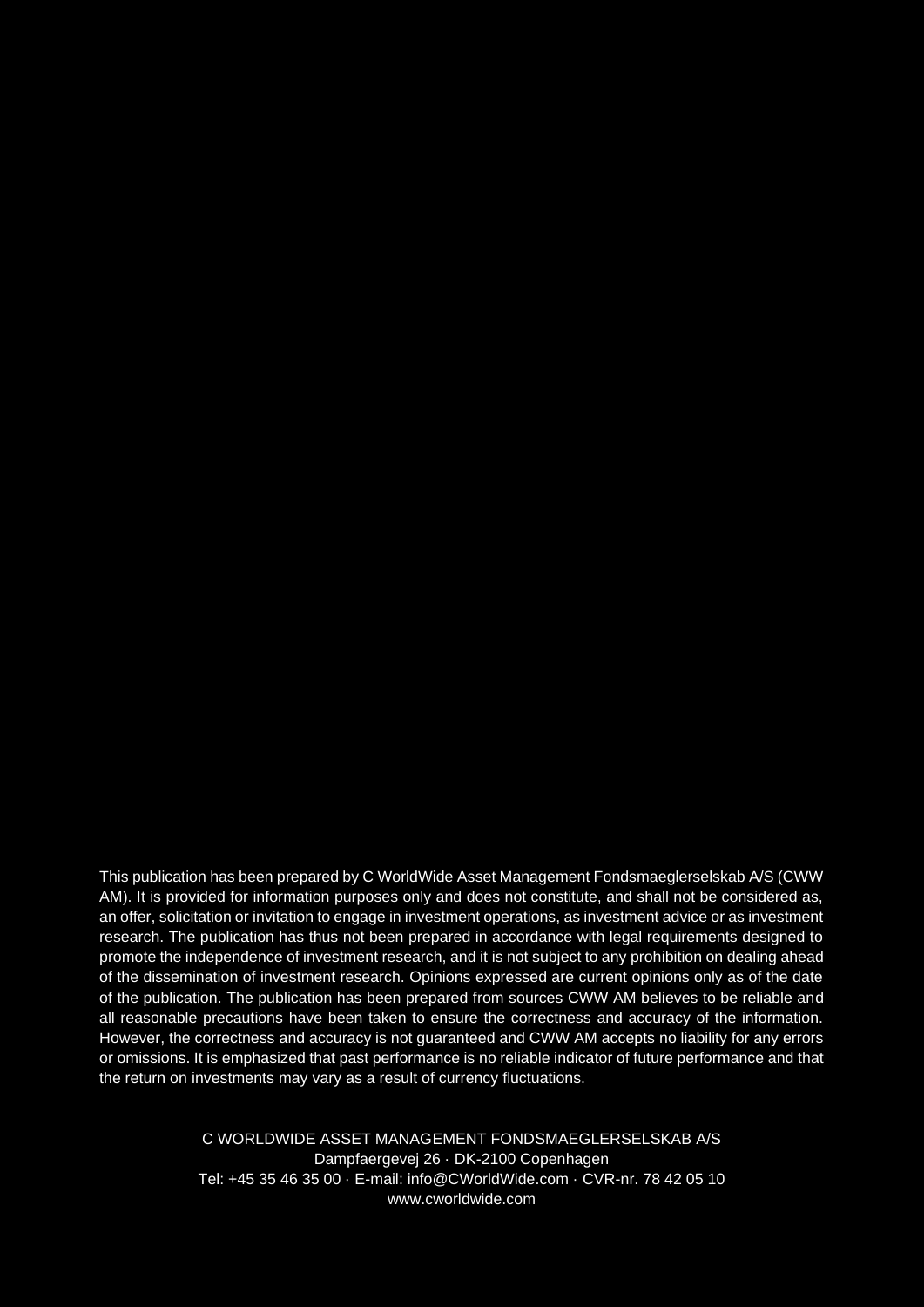This publication has been prepared by C WorldWide Asset Management Fondsmaeglerselskab A/S (CWW AM). It is provided for information purposes only and does not constitute, and shall not be considered as, an offer, solicitation or invitation to engage in investment operations, as investment advice or as investment research. The publication has thus not been prepared in accordance with legal requirements designed to promote the independence of investment research, and it is not subject to any prohibition on dealing ahead of the dissemination of investment research. Opinions expressed are current opinions only as of the date of the publication. The publication has been prepared from sources CWW AM believes to be reliable and all reasonable precautions have been taken to ensure the correctness and accuracy of the information. However, the correctness and accuracy is not guaranteed and CWW AM accepts no liability for any errors or omissions. It is emphasized that past performance is no reliable indicator of future performance and that the return on investments may vary as a result of currency fluctuations.

C WORLDWIDE ASSET MANAGEMENT FONDSMAEGLERSELSKAB A/S
Dampfaergevej 26 · DK-2100 Copenhagen
Tel: +45 35 46 35 00 · E-mail: info@CWorldWide.com · CVR-nr. 78 42 05 10
www.cworldwide.com